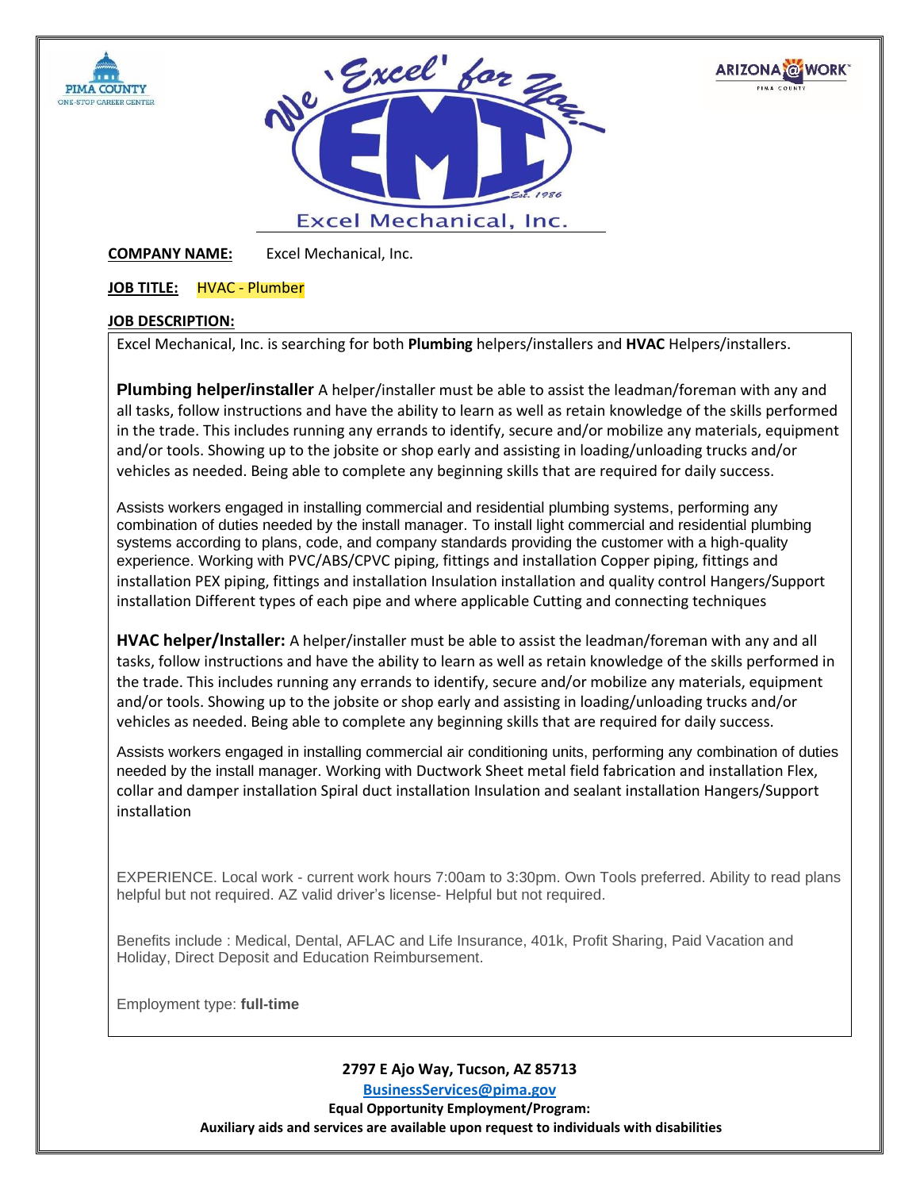**COMPANY NAME:** Excel Mechanical, Inc.

**JOB TITLE:** HVAC - Plumber

**JOB DESCRIPTION:**

Excel Mechanical, Inc. is searching for both **Plumbing** helpers/installers and **HVAC** Helpers/installers.

**Plumbing helper/installer** A helper/installer must be able to assist the leadman/foreman with any and all tasks, follow instructions and have the ability to learn as well as retain knowledge of the skills performed in the trade. This includes running any errands to identify, secure and/or mobilize any materials, equipment and/or tools. Showing up to the jobsite or shop early and assisting in loading/unloading trucks and/or vehicles as needed. Being able to complete any beginning skills that are required for daily success.

Assists workers engaged in installing commercial and residential plumbing systems, performing any combination of duties needed by the install manager. To install light commercial and residential plumbing systems according to plans, code, and company standards providing the customer with a high-quality experience. Working with PVC/ABS/CPVC piping, fittings and installation Copper piping, fittings and installation PEX piping, fittings and installation Insulation installation and quality control Hangers/Support installation Different types of each pipe and where applicable Cutting and connecting techniques

**HVAC helper/Installer:** A helper/installer must be able to assist the leadman/foreman with any and all tasks, follow instructions and have the ability to learn as well as retain knowledge of the skills performed in the trade. This includes running any errands to identify, secure and/or mobilize any materials, equipment and/or tools. Showing up to the jobsite or shop early and assisting in loading/unloading trucks and/or vehicles as needed. Being able to complete any beginning skills that are required for daily success.

Assists workers engaged in installing commercial air conditioning units, performing any combination of duties needed by the install manager. Working with Ductwork Sheet metal field fabrication and installation Flex, collar and damper installation Spiral duct installation Insulation and sealant installation Hangers/Support installation

EXPERIENCE. Local work - current work hours 7:00am to 3:30pm. Own Tools preferred. Ability to read plans helpful but not required. AZ valid driver's license- Helpful but not required.

Benefits include : Medical, Dental, AFLAC and Life Insurance, 401k, Profit Sharing, Paid Vacation and Holiday, Direct Deposit and Education Reimbursement.

Employment type: **full-time**

**2797 E Ajo Way, Tucson, AZ 85713**

**BusinessServices@pima.gov**

**Equal Opportunity Employment/Program:**

**Auxiliary aids and services are available upon request to individuals with disabilities**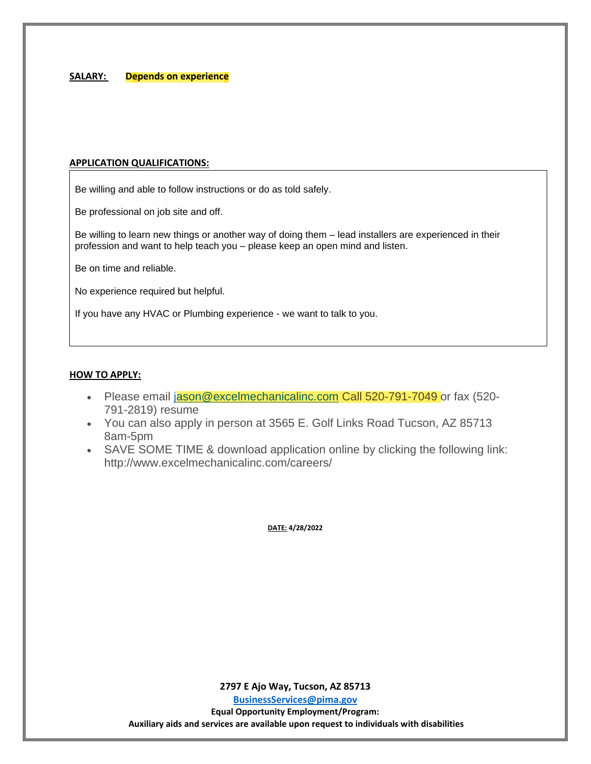**SALARY:** **Depends on experience**

**APPLICATION QUALIFICATIONS:**

Be willing and able to follow instructions or do as told safely.

Be professional on job site and off.

Be willing to learn new things or another way of doing them – lead installers are experienced in their profession and want to help teach you – please keep an open mind and listen.

Be on time and reliable.

No experience required but helpful.

If you have any HVAC or Plumbing experience - we want to talk to you.

**HOW TO APPLY:**

- Please email jason@excelmechanicalinc.com Call 520-791-7049 or fax (520-791-2819) resume
- You can also apply in person at 3565 E. Golf Links Road Tucson, AZ 85713 8am-5pm
- SAVE SOME TIME & download application online by clicking the following link: http://www.excelmechanicalinc.com/careers/

**DATE:** **4/28/2022**

**2797 E Ajo Way, Tucson, AZ 85713**

**BusinessServices@pima.gov**

**Equal Opportunity Employment/Program:**

**Auxiliary aids and services are available upon request to individuals with disabilities**